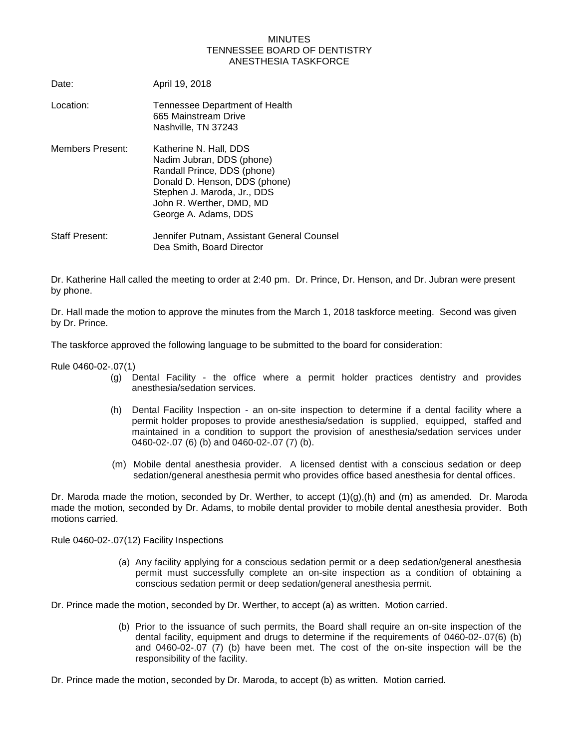# MINUTES
## TENNESSEE BOARD OF DENTISTRY
## ANESTHESIA TASKFORCE

Date: April 19, 2018

Location: Tennessee Department of Health
665 Mainstream Drive
Nashville, TN 37243

Members Present: Katherine N. Hall, DDS
Nadim Jubran, DDS (phone)
Randall Prince, DDS (phone)
Donald D. Henson, DDS (phone)
Stephen J. Maroda, Jr., DDS
John R. Werther, DMD, MD
George A. Adams, DDS

Staff Present: Jennifer Putnam, Assistant General Counsel
Dea Smith, Board Director

Dr. Katherine Hall called the meeting to order at 2:40 pm. Dr. Prince, Dr. Henson, and Dr. Jubran were present by phone.

Dr. Hall made the motion to approve the minutes from the March 1, 2018 taskforce meeting. Second was given by Dr. Prince.

The taskforce approved the following language to be submitted to the board for consideration:

Rule 0460-02-.07(1)

(g) Dental Facility - the office where a permit holder practices dentistry and provides anesthesia/sedation services.

(h) Dental Facility Inspection - an on-site inspection to determine if a dental facility where a permit holder proposes to provide anesthesia/sedation is supplied, equipped, staffed and maintained in a condition to support the provision of anesthesia/sedation services under 0460-02-.07 (6) (b) and 0460-02-.07 (7) (b).

(m) Mobile dental anesthesia provider. A licensed dentist with a conscious sedation or deep sedation/general anesthesia permit who provides office based anesthesia for dental offices.

Dr. Maroda made the motion, seconded by Dr. Werther, to accept (1)(g),(h) and (m) as amended. Dr. Maroda made the motion, seconded by Dr. Adams, to mobile dental provider to mobile dental anesthesia provider. Both motions carried.

Rule 0460-02-.07(12) Facility Inspections

(a) Any facility applying for a conscious sedation permit or a deep sedation/general anesthesia permit must successfully complete an on-site inspection as a condition of obtaining a conscious sedation permit or deep sedation/general anesthesia permit.

Dr. Prince made the motion, seconded by Dr. Werther, to accept (a) as written. Motion carried.

(b) Prior to the issuance of such permits, the Board shall require an on-site inspection of the dental facility, equipment and drugs to determine if the requirements of 0460-02-.07(6) (b) and 0460-02-.07 (7) (b) have been met. The cost of the on-site inspection will be the responsibility of the facility.

Dr. Prince made the motion, seconded by Dr. Maroda, to accept (b) as written. Motion carried.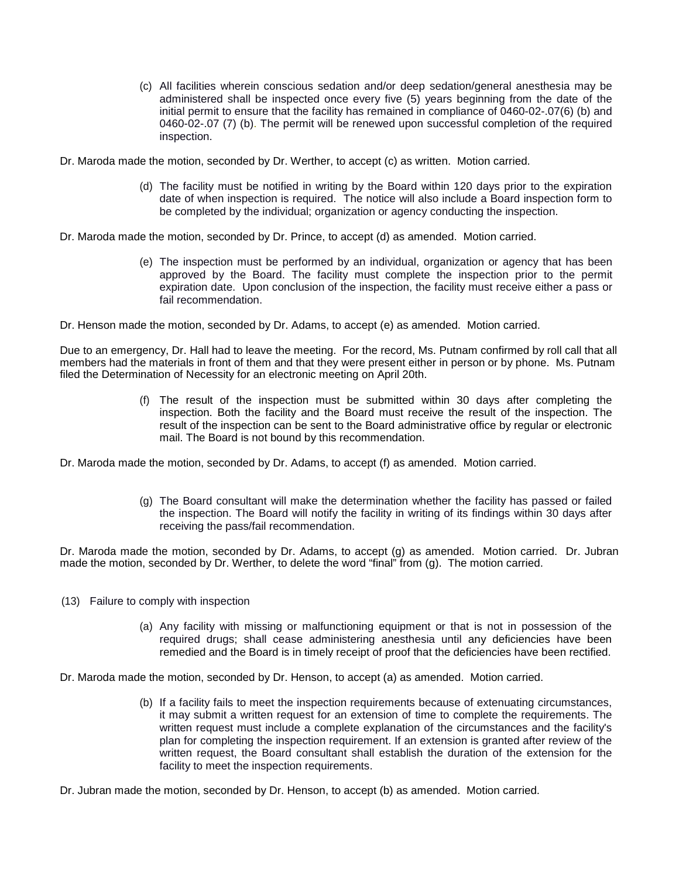(c) All facilities wherein conscious sedation and/or deep sedation/general anesthesia may be administered shall be inspected once every five (5) years beginning from the date of the initial permit to ensure that the facility has remained in compliance of 0460-02-.07(6) (b) and 0460-02-.07 (7) (b). The permit will be renewed upon successful completion of the required inspection.

Dr. Maroda made the motion, seconded by Dr. Werther, to accept (c) as written. Motion carried.

(d) The facility must be notified in writing by the Board within 120 days prior to the expiration date of when inspection is required. The notice will also include a Board inspection form to be completed by the individual; organization or agency conducting the inspection.

Dr. Maroda made the motion, seconded by Dr. Prince, to accept (d) as amended. Motion carried.

(e) The inspection must be performed by an individual, organization or agency that has been approved by the Board. The facility must complete the inspection prior to the permit expiration date. Upon conclusion of the inspection, the facility must receive either a pass or fail recommendation.

Dr. Henson made the motion, seconded by Dr. Adams, to accept (e) as amended. Motion carried.

Due to an emergency, Dr. Hall had to leave the meeting. For the record, Ms. Putnam confirmed by roll call that all members had the materials in front of them and that they were present either in person or by phone. Ms. Putnam filed the Determination of Necessity for an electronic meeting on April 20th.

(f) The result of the inspection must be submitted within 30 days after completing the inspection. Both the facility and the Board must receive the result of the inspection. The result of the inspection can be sent to the Board administrative office by regular or electronic mail. The Board is not bound by this recommendation.

Dr. Maroda made the motion, seconded by Dr. Adams, to accept (f) as amended. Motion carried.

(g) The Board consultant will make the determination whether the facility has passed or failed the inspection. The Board will notify the facility in writing of its findings within 30 days after receiving the pass/fail recommendation.

Dr. Maroda made the motion, seconded by Dr. Adams, to accept (g) as amended. Motion carried. Dr. Jubran made the motion, seconded by Dr. Werther, to delete the word "final" from (g). The motion carried.

(13) Failure to comply with inspection

(a) Any facility with missing or malfunctioning equipment or that is not in possession of the required drugs; shall cease administering anesthesia until any deficiencies have been remedied and the Board is in timely receipt of proof that the deficiencies have been rectified.

Dr. Maroda made the motion, seconded by Dr. Henson, to accept (a) as amended. Motion carried.

(b) If a facility fails to meet the inspection requirements because of extenuating circumstances, it may submit a written request for an extension of time to complete the requirements. The written request must include a complete explanation of the circumstances and the facility's plan for completing the inspection requirement. If an extension is granted after review of the written request, the Board consultant shall establish the duration of the extension for the facility to meet the inspection requirements.

Dr. Jubran made the motion, seconded by Dr. Henson, to accept (b) as amended. Motion carried.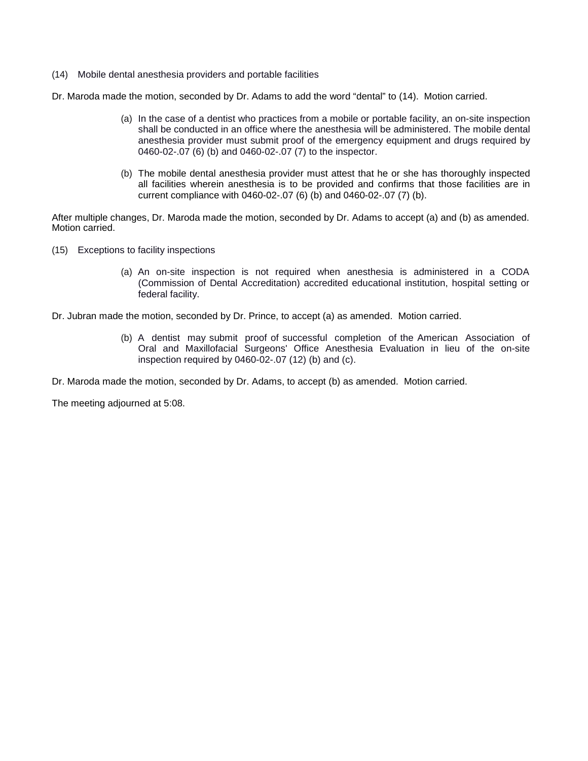(14) Mobile dental anesthesia providers and portable facilities

Dr. Maroda made the motion, seconded by Dr. Adams to add the word "dental" to (14). Motion carried.

(a) In the case of a dentist who practices from a mobile or portable facility, an on-site inspection shall be conducted in an office where the anesthesia will be administered. The mobile dental anesthesia provider must submit proof of the emergency equipment and drugs required by 0460-02-.07 (6) (b) and 0460-02-.07 (7) to the inspector.

(b) The mobile dental anesthesia provider must attest that he or she has thoroughly inspected all facilities wherein anesthesia is to be provided and confirms that those facilities are in current compliance with 0460-02-.07 (6) (b) and 0460-02-.07 (7) (b).

After multiple changes, Dr. Maroda made the motion, seconded by Dr. Adams to accept (a) and (b) as amended. Motion carried.

(15) Exceptions to facility inspections

(a) An on-site inspection is not required when anesthesia is administered in a CODA (Commission of Dental Accreditation) accredited educational institution, hospital setting or federal facility.

Dr. Jubran made the motion, seconded by Dr. Prince, to accept (a) as amended. Motion carried.

(b) A dentist may submit proof of successful completion of the American Association of Oral and Maxillofacial Surgeons' Office Anesthesia Evaluation in lieu of the on-site inspection required by 0460-02-.07 (12) (b) and (c).

Dr. Maroda made the motion, seconded by Dr. Adams, to accept (b) as amended. Motion carried.

The meeting adjourned at 5:08.